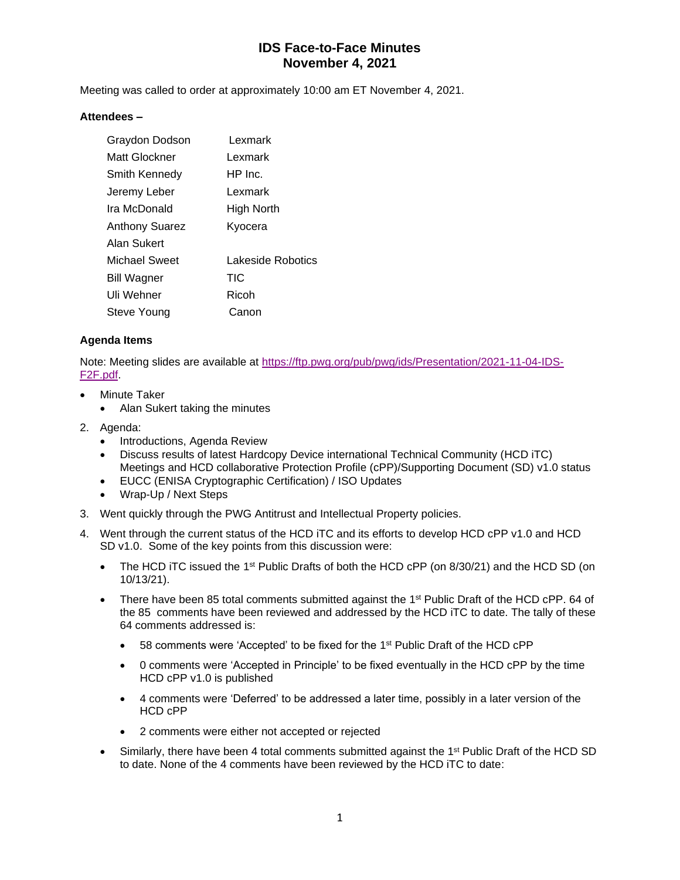# IDS Face-to-Face Minutes
# November 4, 2021

Meeting was called to order at approximately 10:00 am ET November 4, 2021.

**Attendees –**

| | |
|---|---|
| Graydon Dodson | Lexmark |
| Matt Glockner | Lexmark |
| Smith Kennedy | HP Inc. |
| Jeremy Leber | Lexmark |
| Ira McDonald | High North |
| Anthony Suarez | Kyocera |
| Alan Sukert | |
| Michael Sweet | Lakeside Robotics |
| Bill Wagner | TIC |
| Uli Wehner | Ricoh |
| Steve Young | Canon |

**Agenda Items**

Note: Meeting slides are available at [https://ftp.pwg.org/pub/pwg/ids/Presentation/2021-11-04-IDS-F2F.pdf](https://ftp.pwg.org/pub/pwg/ids/Presentation/2021-11-04-IDS-F2F.pdf).

- Minute Taker
  - Alan Sukert taking the minutes

2. Agenda:
   - Introductions, Agenda Review
   - Discuss results of latest Hardcopy Device international Technical Community (HCD iTC) Meetings and HCD collaborative Protection Profile (cPP)/Supporting Document (SD) v1.0 status
   - EUCC (ENISA Cryptographic Certification) / ISO Updates
   - Wrap-Up / Next Steps

3. Went quickly through the PWG Antitrust and Intellectual Property policies.

4. Went through the current status of the HCD iTC and its efforts to develop HCD cPP v1.0 and HCD SD v1.0. Some of the key points from this discussion were:

   - The HCD iTC issued the 1st Public Drafts of both the HCD cPP (on 8/30/21) and the HCD SD (on 10/13/21).

   - There have been 85 total comments submitted against the 1st Public Draft of the HCD cPP. 64 of the 85 comments have been reviewed and addressed by the HCD iTC to date. The tally of these 64 comments addressed is:

     - 58 comments were 'Accepted' to be fixed for the 1st Public Draft of the HCD cPP

     - 0 comments were 'Accepted in Principle' to be fixed eventually in the HCD cPP by the time HCD cPP v1.0 is published

     - 4 comments were 'Deferred' to be addressed a later time, possibly in a later version of the HCD cPP

     - 2 comments were either not accepted or rejected

   - Similarly, there have been 4 total comments submitted against the 1st Public Draft of the HCD SD to date. None of the 4 comments have been reviewed by the HCD iTC to date: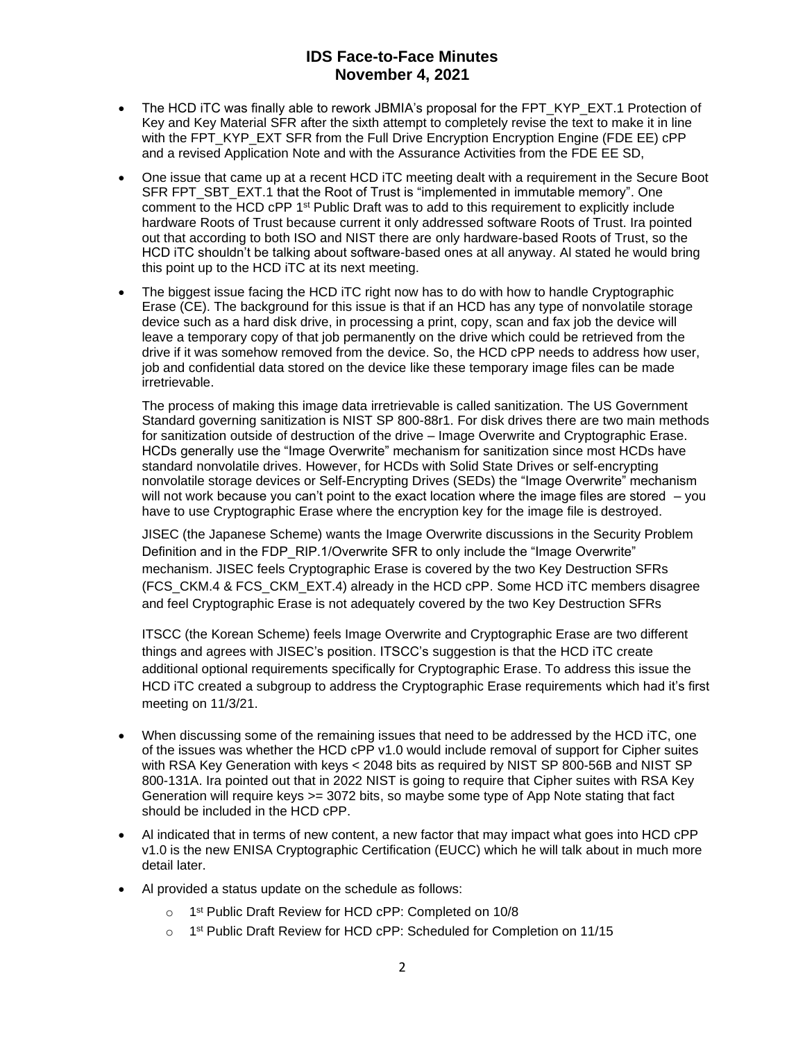- The HCD iTC was finally able to rework JBMIA's proposal for the FPT_KYP_EXT.1 Protection of Key and Key Material SFR after the sixth attempt to completely revise the text to make it in line with the FPT_KYP_EXT SFR from the Full Drive Encryption Encryption Engine (FDE EE) cPP and a revised Application Note and with the Assurance Activities from the FDE EE SD,
- One issue that came up at a recent HCD iTC meeting dealt with a requirement in the Secure Boot SFR FPT_SBT_EXT.1 that the Root of Trust is "implemented in immutable memory". One comment to the HCD cPP 1st Public Draft was to add to this requirement to explicitly include hardware Roots of Trust because current it only addressed software Roots of Trust. Ira pointed out that according to both ISO and NIST there are only hardware-based Roots of Trust, so the HCD iTC shouldn't be talking about software-based ones at all anyway. Al stated he would bring this point up to the HCD iTC at its next meeting.
- The biggest issue facing the HCD iTC right now has to do with how to handle Cryptographic Erase (CE). The background for this issue is that if an HCD has any type of nonvolatile storage device such as a hard disk drive, in processing a print, copy, scan and fax job the device will leave a temporary copy of that job permanently on the drive which could be retrieved from the drive if it was somehow removed from the device. So, the HCD cPP needs to address how user, job and confidential data stored on the device like these temporary image files can be made irretrievable.

  The process of making this image data irretrievable is called sanitization. The US Government Standard governing sanitization is NIST SP 800-88r1. For disk drives there are two main methods for sanitization outside of destruction of the drive – Image Overwrite and Cryptographic Erase. HCDs generally use the "Image Overwrite" mechanism for sanitization since most HCDs have standard nonvolatile drives. However, for HCDs with Solid State Drives or self-encrypting nonvolatile storage devices or Self-Encrypting Drives (SEDs) the "Image Overwrite" mechanism will not work because you can't point to the exact location where the image files are stored – you have to use Cryptographic Erase where the encryption key for the image file is destroyed.

  JISEC (the Japanese Scheme) wants the Image Overwrite discussions in the Security Problem Definition and in the FDP_RIP.1/Overwrite SFR to only include the "Image Overwrite" mechanism. JISEC feels Cryptographic Erase is covered by the two Key Destruction SFRs (FCS_CKM.4 & FCS_CKM_EXT.4) already in the HCD cPP. Some HCD iTC members disagree and feel Cryptographic Erase is not adequately covered by the two Key Destruction SFRs

  ITSCC (the Korean Scheme) feels Image Overwrite and Cryptographic Erase are two different things and agrees with JISEC's position. ITSCC's suggestion is that the HCD iTC create additional optional requirements specifically for Cryptographic Erase. To address this issue the HCD iTC created a subgroup to address the Cryptographic Erase requirements which had it's first meeting on 11/3/21.
- When discussing some of the remaining issues that need to be addressed by the HCD iTC, one of the issues was whether the HCD cPP v1.0 would include removal of support for Cipher suites with RSA Key Generation with keys < 2048 bits as required by NIST SP 800-56B and NIST SP 800-131A. Ira pointed out that in 2022 NIST is going to require that Cipher suites with RSA Key Generation will require keys >= 3072 bits, so maybe some type of App Note stating that fact should be included in the HCD cPP.
- Al indicated that in terms of new content, a new factor that may impact what goes into HCD cPP v1.0 is the new ENISA Cryptographic Certification (EUCC) which he will talk about in much more detail later.
- Al provided a status update on the schedule as follows:
  - 1st Public Draft Review for HCD cPP: Completed on 10/8
  - 1st Public Draft Review for HCD cPP: Scheduled for Completion on 11/15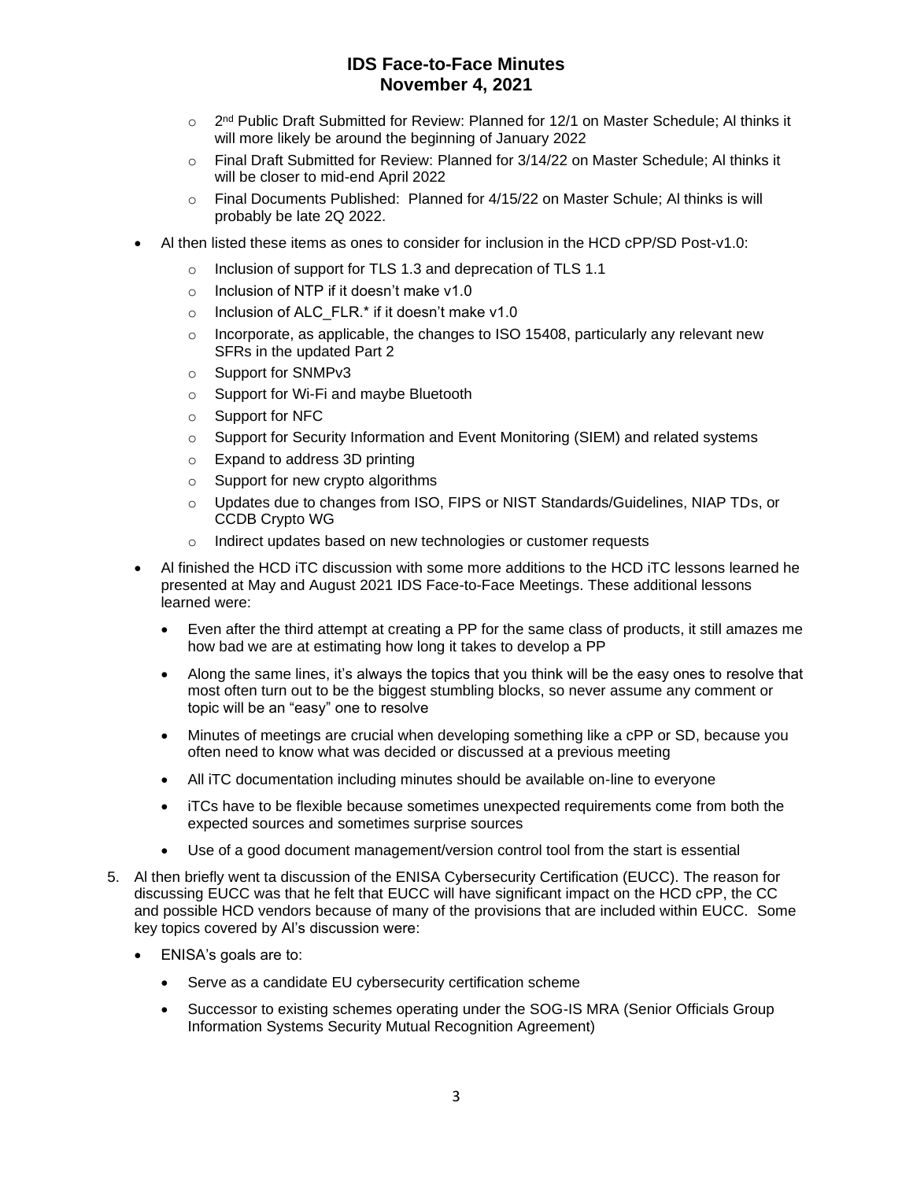- 2nd Public Draft Submitted for Review: Planned for 12/1 on Master Schedule; Al thinks it will more likely be around the beginning of January 2022
    - Final Draft Submitted for Review: Planned for 3/14/22 on Master Schedule; Al thinks it will be closer to mid-end April 2022
    - Final Documents Published: Planned for 4/15/22 on Master Schule; Al thinks is will probably be late 2Q 2022.
- Al then listed these items as ones to consider for inclusion in the HCD cPP/SD Post-v1.0:
    - Inclusion of support for TLS 1.3 and deprecation of TLS 1.1
    - Inclusion of NTP if it doesn't make v1.0
    - Inclusion of ALC_FLR.* if it doesn't make v1.0
    - Incorporate, as applicable, the changes to ISO 15408, particularly any relevant new SFRs in the updated Part 2
    - Support for SNMPv3
    - Support for Wi-Fi and maybe Bluetooth
    - Support for NFC
    - Support for Security Information and Event Monitoring (SIEM) and related systems
    - Expand to address 3D printing
    - Support for new crypto algorithms
    - Updates due to changes from ISO, FIPS or NIST Standards/Guidelines, NIAP TDs, or CCDB Crypto WG
    - Indirect updates based on new technologies or customer requests
- Al finished the HCD iTC discussion with some more additions to the HCD iTC lessons learned he presented at May and August 2021 IDS Face-to-Face Meetings. These additional lessons learned were:
    - Even after the third attempt at creating a PP for the same class of products, it still amazes me how bad we are at estimating how long it takes to develop a PP
    - Along the same lines, it's always the topics that you think will be the easy ones to resolve that most often turn out to be the biggest stumbling blocks, so never assume any comment or topic will be an "easy" one to resolve
    - Minutes of meetings are crucial when developing something like a cPP or SD, because you often need to know what was decided or discussed at a previous meeting
    - All iTC documentation including minutes should be available on-line to everyone
    - iTCs have to be flexible because sometimes unexpected requirements come from both the expected sources and sometimes surprise sources
    - Use of a good document management/version control tool from the start is essential

5. Al then briefly went ta discussion of the ENISA Cybersecurity Certification (EUCC). The reason for discussing EUCC was that he felt that EUCC will have significant impact on the HCD cPP, the CC and possible HCD vendors because of many of the provisions that are included within EUCC. Some key topics covered by Al's discussion were:
    - ENISA's goals are to:
        - Serve as a candidate EU cybersecurity certification scheme
        - Successor to existing schemes operating under the SOG-IS MRA (Senior Officials Group Information Systems Security Mutual Recognition Agreement)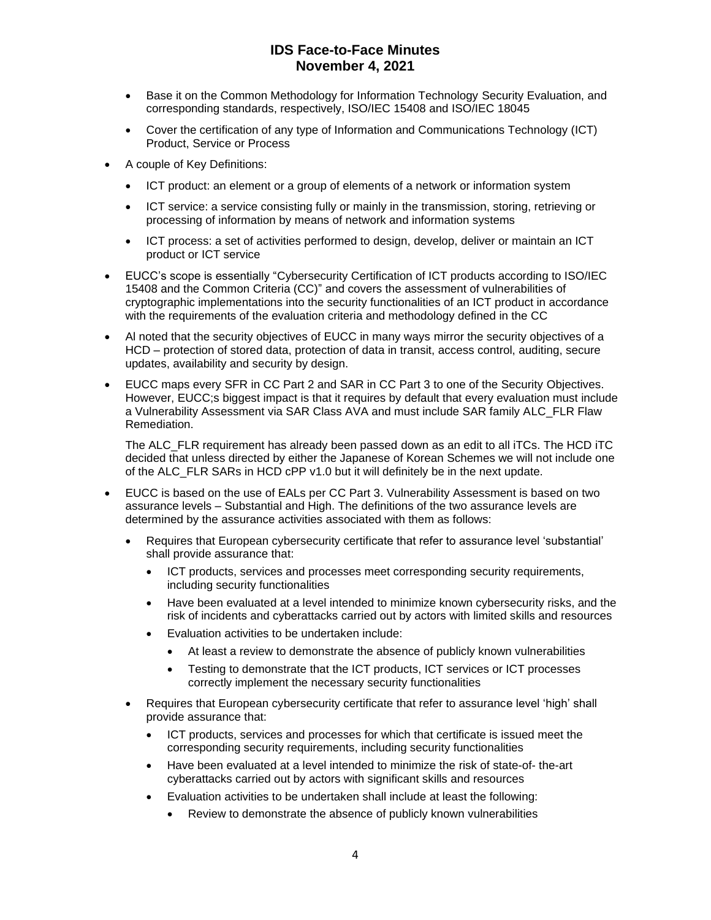- Base it on the Common Methodology for Information Technology Security Evaluation, and corresponding standards, respectively, ISO/IEC 15408 and ISO/IEC 18045
  - Cover the certification of any type of Information and Communications Technology (ICT) Product, Service or Process
- A couple of Key Definitions:
  - ICT product: an element or a group of elements of a network or information system
  - ICT service: a service consisting fully or mainly in the transmission, storing, retrieving or processing of information by means of network and information systems
  - ICT process: a set of activities performed to design, develop, deliver or maintain an ICT product or ICT service
- EUCC's scope is essentially "Cybersecurity Certification of ICT products according to ISO/IEC 15408 and the Common Criteria (CC)" and covers the assessment of vulnerabilities of cryptographic implementations into the security functionalities of an ICT product in accordance with the requirements of the evaluation criteria and methodology defined in the CC
- Al noted that the security objectives of EUCC in many ways mirror the security objectives of a HCD – protection of stored data, protection of data in transit, access control, auditing, secure updates, availability and security by design.
- EUCC maps every SFR in CC Part 2 and SAR in CC Part 3 to one of the Security Objectives. However, EUCC;s biggest impact is that it requires by default that every evaluation must include a Vulnerability Assessment via SAR Class AVA and must include SAR family ALC_FLR Flaw Remediation.

  The ALC_FLR requirement has already been passed down as an edit to all iTCs. The HCD iTC decided that unless directed by either the Japanese of Korean Schemes we will not include one of the ALC_FLR SARs in HCD cPP v1.0 but it will definitely be in the next update.
- EUCC is based on the use of EALs per CC Part 3. Vulnerability Assessment is based on two assurance levels – Substantial and High. The definitions of the two assurance levels are determined by the assurance activities associated with them as follows:
  - Requires that European cybersecurity certificate that refer to assurance level 'substantial' shall provide assurance that:
    - ICT products, services and processes meet corresponding security requirements, including security functionalities
    - Have been evaluated at a level intended to minimize known cybersecurity risks, and the risk of incidents and cyberattacks carried out by actors with limited skills and resources
    - Evaluation activities to be undertaken include:
      - At least a review to demonstrate the absence of publicly known vulnerabilities
      - Testing to demonstrate that the ICT products, ICT services or ICT processes correctly implement the necessary security functionalities
  - Requires that European cybersecurity certificate that refer to assurance level 'high' shall provide assurance that:
    - ICT products, services and processes for which that certificate is issued meet the corresponding security requirements, including security functionalities
    - Have been evaluated at a level intended to minimize the risk of state-of- the-art cyberattacks carried out by actors with significant skills and resources
    - Evaluation activities to be undertaken shall include at least the following:
      - Review to demonstrate the absence of publicly known vulnerabilities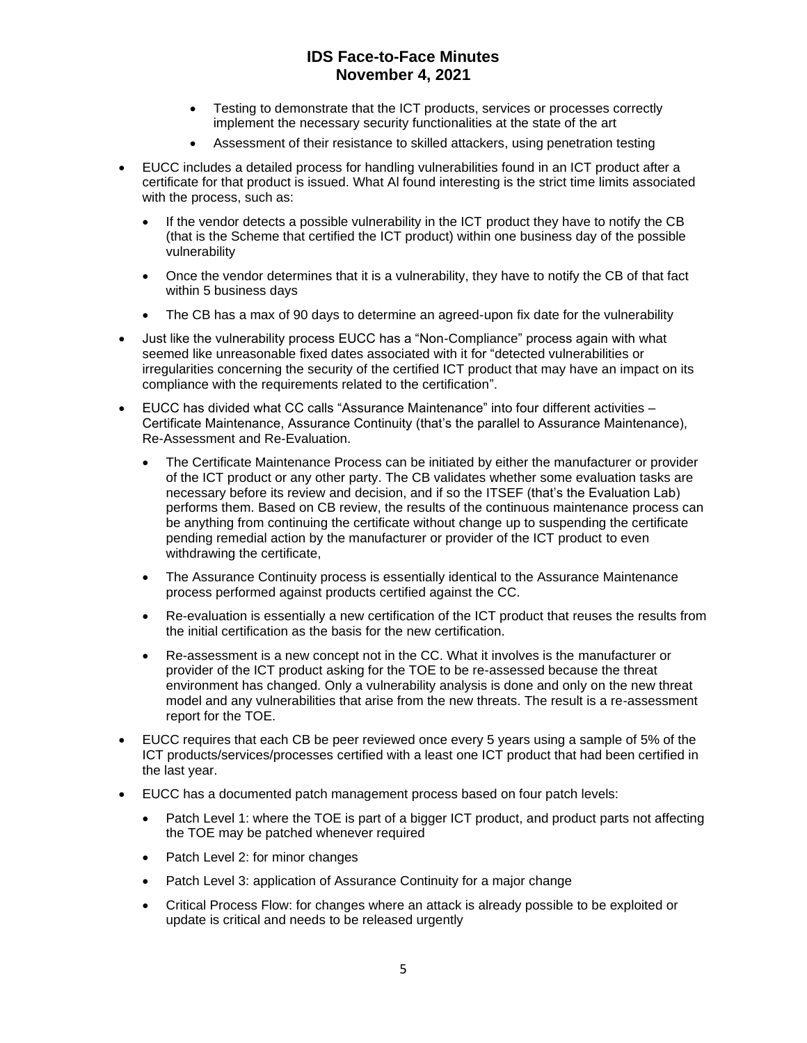- Testing to demonstrate that the ICT products, services or processes correctly implement the necessary security functionalities at the state of the art
- Assessment of their resistance to skilled attackers, using penetration testing

- EUCC includes a detailed process for handling vulnerabilities found in an ICT product after a certificate for that product is issued. What Al found interesting is the strict time limits associated with the process, such as:
  - If the vendor detects a possible vulnerability in the ICT product they have to notify the CB (that is the Scheme that certified the ICT product) within one business day of the possible vulnerability
  - Once the vendor determines that it is a vulnerability, they have to notify the CB of that fact within 5 business days
  - The CB has a max of 90 days to determine an agreed-upon fix date for the vulnerability
- Just like the vulnerability process EUCC has a "Non-Compliance" process again with what seemed like unreasonable fixed dates associated with it for "detected vulnerabilities or irregularities concerning the security of the certified ICT product that may have an impact on its compliance with the requirements related to the certification".
- EUCC has divided what CC calls "Assurance Maintenance" into four different activities – Certificate Maintenance, Assurance Continuity (that's the parallel to Assurance Maintenance), Re-Assessment and Re-Evaluation.
  - The Certificate Maintenance Process can be initiated by either the manufacturer or provider of the ICT product or any other party. The CB validates whether some evaluation tasks are necessary before its review and decision, and if so the ITSEF (that's the Evaluation Lab) performs them. Based on CB review, the results of the continuous maintenance process can be anything from continuing the certificate without change up to suspending the certificate pending remedial action by the manufacturer or provider of the ICT product to even withdrawing the certificate,
  - The Assurance Continuity process is essentially identical to the Assurance Maintenance process performed against products certified against the CC.
  - Re-evaluation is essentially a new certification of the ICT product that reuses the results from the initial certification as the basis for the new certification.
  - Re-assessment is a new concept not in the CC. What it involves is the manufacturer or provider of the ICT product asking for the TOE to be re-assessed because the threat environment has changed. Only a vulnerability analysis is done and only on the new threat model and any vulnerabilities that arise from the new threats. The result is a re-assessment report for the TOE.
- EUCC requires that each CB be peer reviewed once every 5 years using a sample of 5% of the ICT products/services/processes certified with a least one ICT product that had been certified in the last year.
- EUCC has a documented patch management process based on four patch levels:
  - Patch Level 1: where the TOE is part of a bigger ICT product, and product parts not affecting the TOE may be patched whenever required
  - Patch Level 2: for minor changes
  - Patch Level 3: application of Assurance Continuity for a major change
  - Critical Process Flow: for changes where an attack is already possible to be exploited or update is critical and needs to be released urgently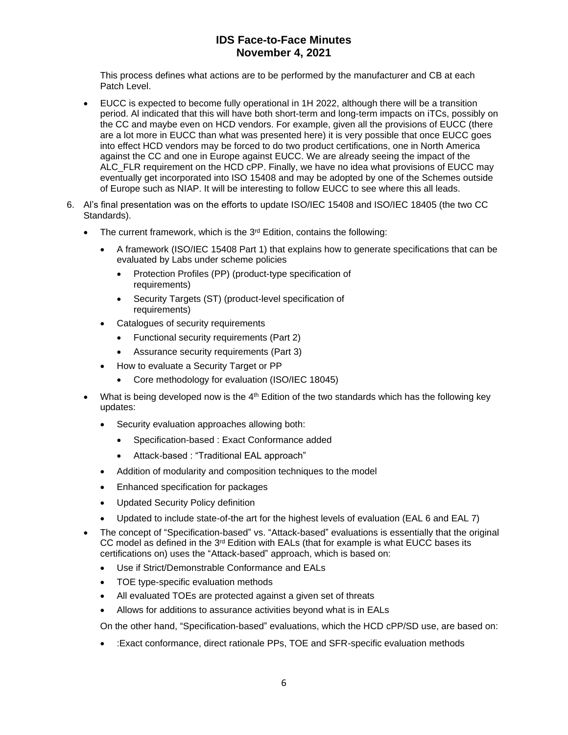This process defines what actions are to be performed by the manufacturer and CB at each Patch Level.

- EUCC is expected to become fully operational in 1H 2022, although there will be a transition period. Al indicated that this will have both short-term and long-term impacts on iTCs, possibly on the CC and maybe even on HCD vendors. For example, given all the provisions of EUCC (there are a lot more in EUCC than what was presented here) it is very possible that once EUCC goes into effect HCD vendors may be forced to do two product certifications, one in North America against the CC and one in Europe against EUCC. We are already seeing the impact of the ALC_FLR requirement on the HCD cPP. Finally, we have no idea what provisions of EUCC may eventually get incorporated into ISO 15408 and may be adopted by one of the Schemes outside of Europe such as NIAP. It will be interesting to follow EUCC to see where this all leads.

6. Al's final presentation was on the efforts to update ISO/IEC 15408 and ISO/IEC 18405 (the two CC Standards).
   - The current framework, which is the 3rd Edition, contains the following:
     - A framework (ISO/IEC 15408 Part 1) that explains how to generate specifications that can be evaluated by Labs under scheme policies
       - Protection Profiles (PP) (product-type specification of requirements)
       - Security Targets (ST) (product-level specification of requirements)
     - Catalogues of security requirements
       - Functional security requirements (Part 2)
       - Assurance security requirements (Part 3)
     - How to evaluate a Security Target or PP
       - Core methodology for evaluation (ISO/IEC 18045)
   - What is being developed now is the 4th Edition of the two standards which has the following key updates:
     - Security evaluation approaches allowing both:
       - Specification-based : Exact Conformance added
       - Attack-based : "Traditional EAL approach"
     - Addition of modularity and composition techniques to the model
     - Enhanced specification for packages
     - Updated Security Policy definition
     - Updated to include state-of-the art for the highest levels of evaluation (EAL 6 and EAL 7)
   - The concept of "Specification-based" vs. "Attack-based" evaluations is essentially that the original CC model as defined in the 3rd Edition with EALs (that for example is what EUCC bases its certifications on) uses the "Attack-based" approach, which is based on:
     - Use if Strict/Demonstrable Conformance and EALs
     - TOE type-specific evaluation methods
     - All evaluated TOEs are protected against a given set of threats
     - Allows for additions to assurance activities beyond what is in EALs

     On the other hand, "Specification-based" evaluations, which the HCD cPP/SD use, are based on:

     - :Exact conformance, direct rationale PPs, TOE and SFR-specific evaluation methods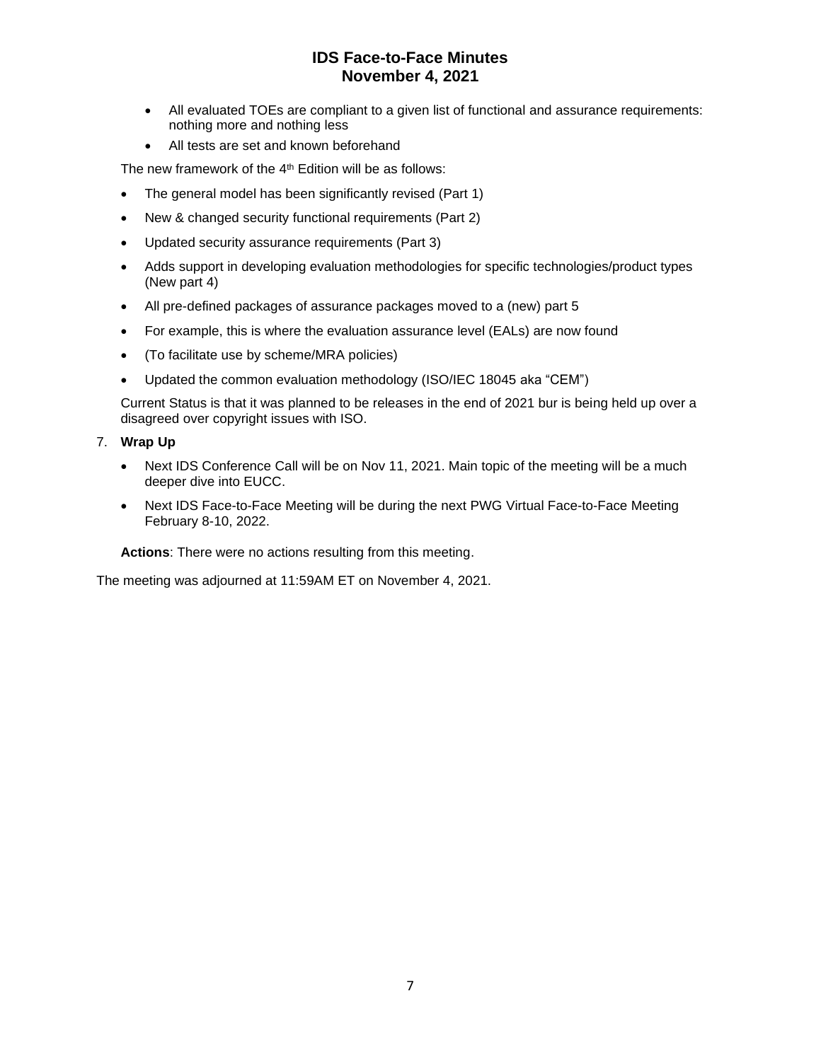- All evaluated TOEs are compliant to a given list of functional and assurance requirements: nothing more and nothing less
- All tests are set and known beforehand

The new framework of the 4th Edition will be as follows:

- The general model has been significantly revised (Part 1)
- New & changed security functional requirements (Part 2)
- Updated security assurance requirements (Part 3)
- Adds support in developing evaluation methodologies for specific technologies/product types (New part 4)
- All pre-defined packages of assurance packages moved to a (new) part 5
- For example, this is where the evaluation assurance level (EALs) are now found
- (To facilitate use by scheme/MRA policies)
- Updated the common evaluation methodology (ISO/IEC 18045 aka "CEM")

Current Status is that it was planned to be releases in the end of 2021 bur is being held up over a disagreed over copyright issues with ISO.

7. **Wrap Up**
   - Next IDS Conference Call will be on Nov 11, 2021. Main topic of the meeting will be a much deeper dive into EUCC.
   - Next IDS Face-to-Face Meeting will be during the next PWG Virtual Face-to-Face Meeting February 8-10, 2022.

   **Actions**: There were no actions resulting from this meeting.

The meeting was adjourned at 11:59AM ET on November 4, 2021.